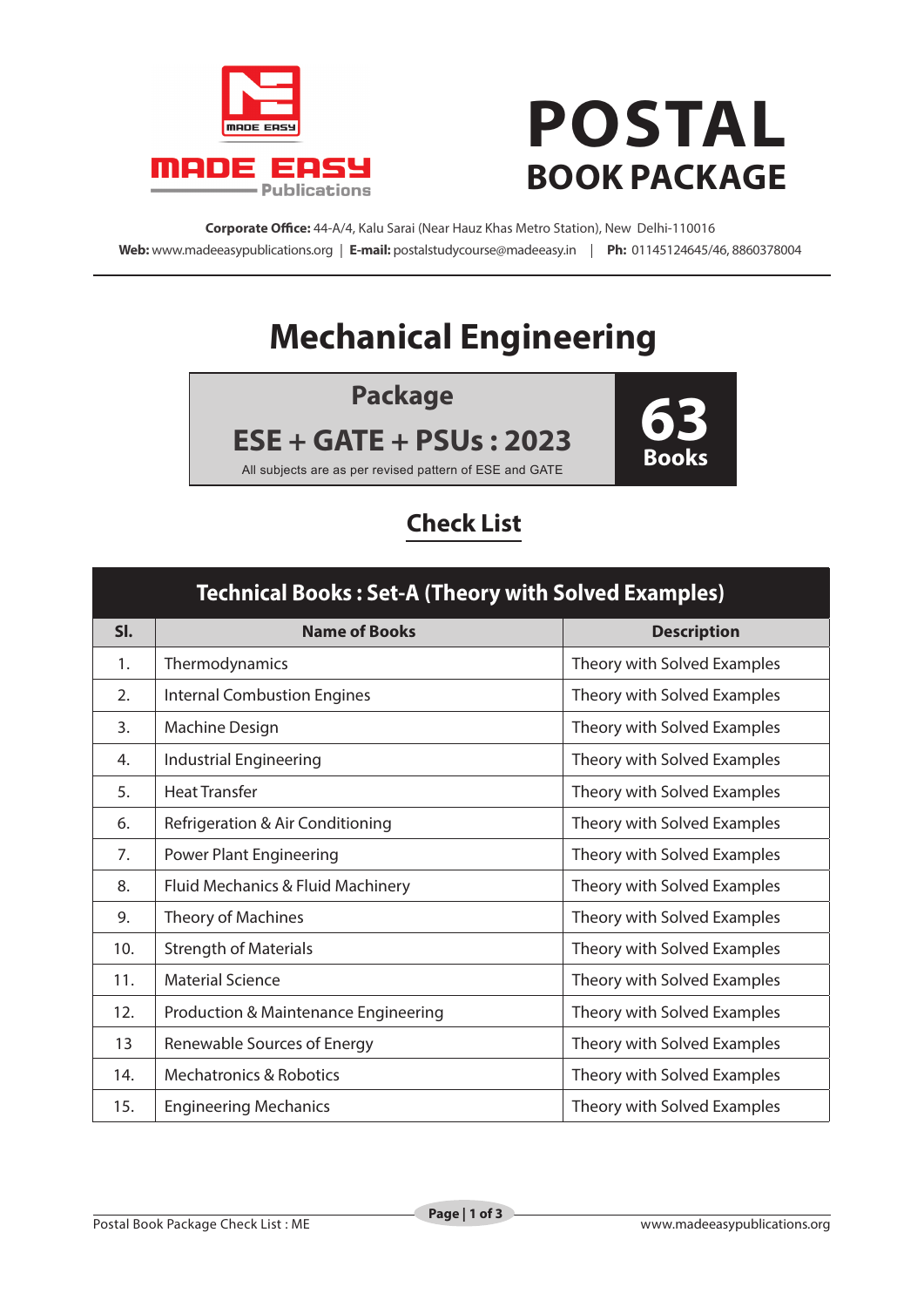MADE EASY Publications

# POSTAL
## BOOK PACKAGE

**Corporate Office:** 44-A/4, Kalu Sarai (Near Hauz Khas Metro Station), New Delhi-110016
**Web:** www.madeeasypublications.org | **E-mail:** postalstudycourse@madeeasy.in | **Ph:** 01145124645/46, 8860378004

# Mechanical Engineering

**Package**

**ESE + GATE + PSUs : 2023**

All subjects are as per revised pattern of ESE and GATE

**63 Books**

## Check List

| Technical Books : Set-A (Theory with Solved Examples) | | |
|---|---|---|
| **Sl.** | **Name of Books** | **Description** |
| 1. | Thermodynamics | Theory with Solved Examples |
| 2. | Internal Combustion Engines | Theory with Solved Examples |
| 3. | Machine Design | Theory with Solved Examples |
| 4. | Industrial Engineering | Theory with Solved Examples |
| 5. | Heat Transfer | Theory with Solved Examples |
| 6. | Refrigeration & Air Conditioning | Theory with Solved Examples |
| 7. | Power Plant Engineering | Theory with Solved Examples |
| 8. | Fluid Mechanics & Fluid Machinery | Theory with Solved Examples |
| 9. | Theory of Machines | Theory with Solved Examples |
| 10. | Strength of Materials | Theory with Solved Examples |
| 11. | Material Science | Theory with Solved Examples |
| 12. | Production & Maintenance Engineering | Theory with Solved Examples |
| 13 | Renewable Sources of Energy | Theory with Solved Examples |
| 14. | Mechatronics & Robotics | Theory with Solved Examples |
| 15. | Engineering Mechanics | Theory with Solved Examples |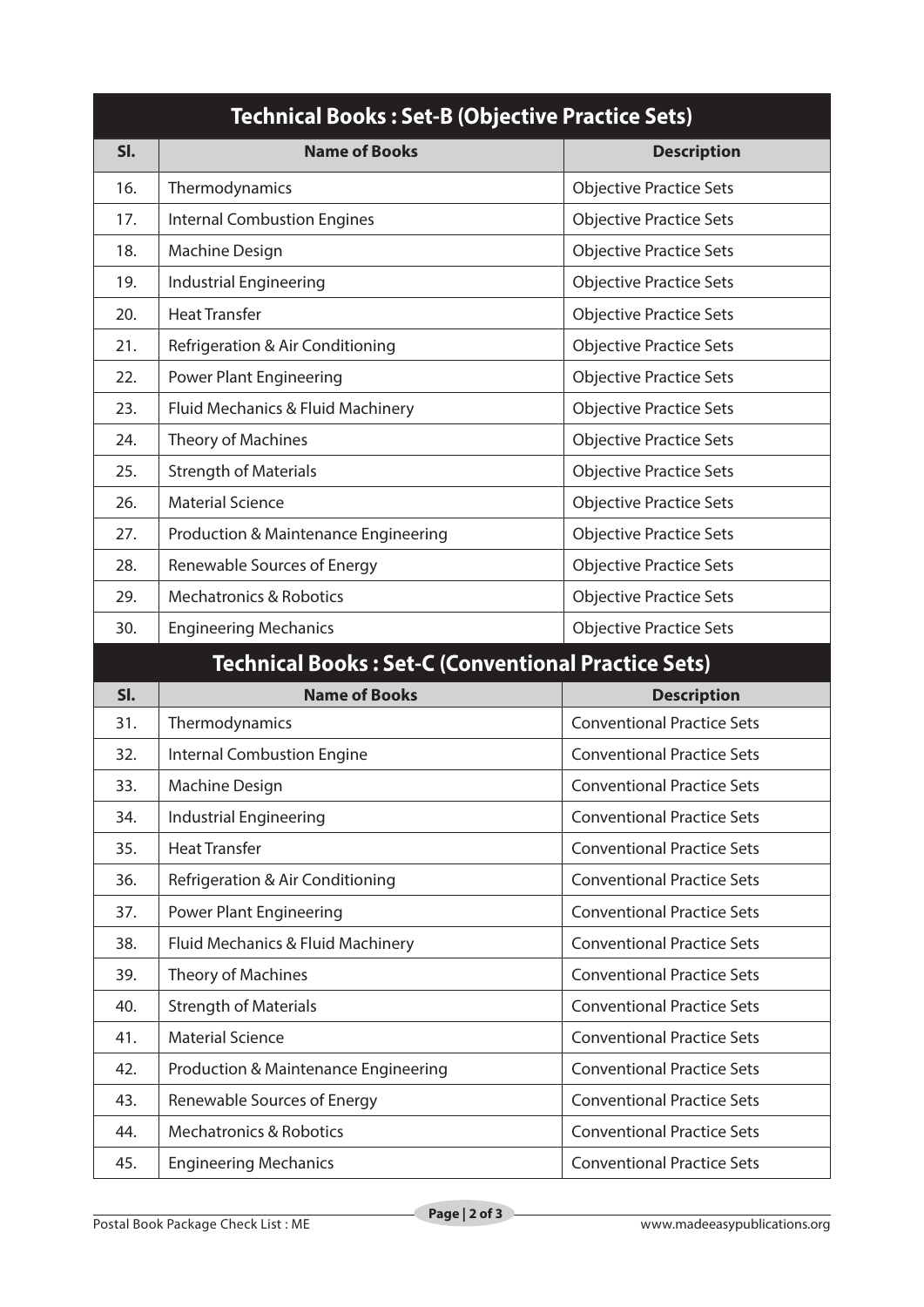## Technical Books : Set-B (Objective Practice Sets)

| Sl. | Name of Books | Description |
|---|---|---|
| 16. | Thermodynamics | Objective Practice Sets |
| 17. | Internal Combustion Engines | Objective Practice Sets |
| 18. | Machine Design | Objective Practice Sets |
| 19. | Industrial Engineering | Objective Practice Sets |
| 20. | Heat Transfer | Objective Practice Sets |
| 21. | Refrigeration & Air Conditioning | Objective Practice Sets |
| 22. | Power Plant Engineering | Objective Practice Sets |
| 23. | Fluid Mechanics & Fluid Machinery | Objective Practice Sets |
| 24. | Theory of Machines | Objective Practice Sets |
| 25. | Strength of Materials | Objective Practice Sets |
| 26. | Material Science | Objective Practice Sets |
| 27. | Production & Maintenance Engineering | Objective Practice Sets |
| 28. | Renewable Sources of Energy | Objective Practice Sets |
| 29. | Mechatronics & Robotics | Objective Practice Sets |
| 30. | Engineering Mechanics | Objective Practice Sets |

## Technical Books : Set-C (Conventional Practice Sets)

| Sl. | Name of Books | Description |
|---|---|---|
| 31. | Thermodynamics | Conventional Practice Sets |
| 32. | Internal Combustion Engine | Conventional Practice Sets |
| 33. | Machine Design | Conventional Practice Sets |
| 34. | Industrial Engineering | Conventional Practice Sets |
| 35. | Heat Transfer | Conventional Practice Sets |
| 36. | Refrigeration & Air Conditioning | Conventional Practice Sets |
| 37. | Power Plant Engineering | Conventional Practice Sets |
| 38. | Fluid Mechanics & Fluid Machinery | Conventional Practice Sets |
| 39. | Theory of Machines | Conventional Practice Sets |
| 40. | Strength of Materials | Conventional Practice Sets |
| 41. | Material Science | Conventional Practice Sets |
| 42. | Production & Maintenance Engineering | Conventional Practice Sets |
| 43. | Renewable Sources of Energy | Conventional Practice Sets |
| 44. | Mechatronics & Robotics | Conventional Practice Sets |
| 45. | Engineering Mechanics | Conventional Practice Sets |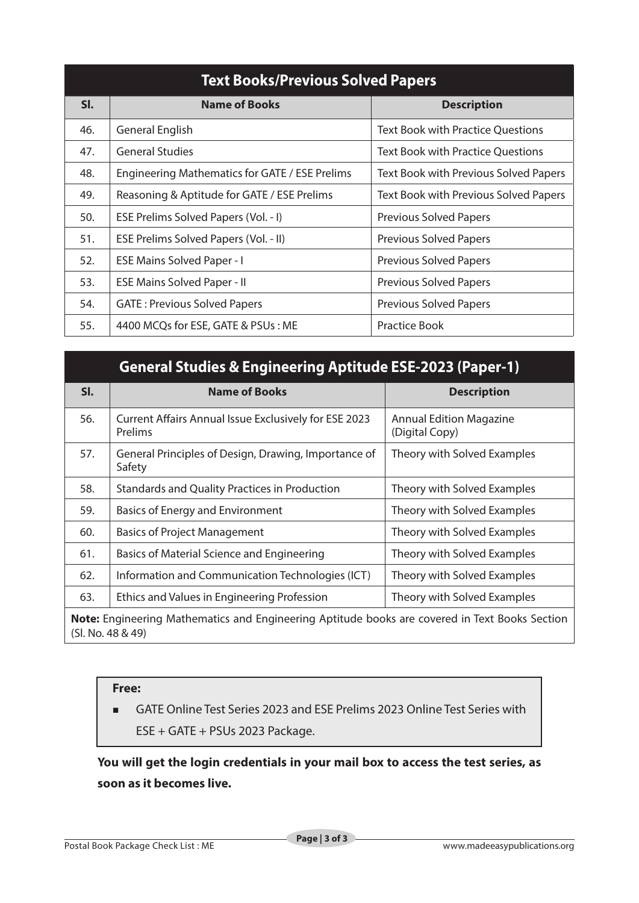## Text Books/Previous Solved Papers

| Sl. | Name of Books | Description |
|---|---|---|
| 46. | General English | Text Book with Practice Questions |
| 47. | General Studies | Text Book with Practice Questions |
| 48. | Engineering Mathematics for GATE / ESE Prelims | Text Book with Previous Solved Papers |
| 49. | Reasoning & Aptitude for GATE / ESE Prelims | Text Book with Previous Solved Papers |
| 50. | ESE Prelims Solved Papers (Vol. - I) | Previous Solved Papers |
| 51. | ESE Prelims Solved Papers (Vol. - II) | Previous Solved Papers |
| 52. | ESE Mains Solved Paper - I | Previous Solved Papers |
| 53. | ESE Mains Solved Paper - II | Previous Solved Papers |
| 54. | GATE : Previous Solved Papers | Previous Solved Papers |
| 55. | 4400 MCQs for ESE, GATE & PSUs : ME | Practice Book |

## General Studies & Engineering Aptitude ESE-2023 (Paper-1)

| Sl. | Name of Books | Description |
|---|---|---|
| 56. | Current Affairs Annual Issue Exclusively for ESE 2023 Prelims | Annual Edition Magazine (Digital Copy) |
| 57. | General Principles of Design, Drawing, Importance of Safety | Theory with Solved Examples |
| 58. | Standards and Quality Practices in Production | Theory with Solved Examples |
| 59. | Basics of Energy and Environment | Theory with Solved Examples |
| 60. | Basics of Project Management | Theory with Solved Examples |
| 61. | Basics of Material Science and Engineering | Theory with Solved Examples |
| 62. | Information and Communication Technologies (ICT) | Theory with Solved Examples |
| 63. | Ethics and Values in Engineering Profession | Theory with Solved Examples |

**Note:** Engineering Mathematics and Engineering Aptitude books are covered in Text Books Section (Sl. No. 48 & 49)

**Free:**

- GATE Online Test Series 2023 and ESE Prelims 2023 Online Test Series with ESE + GATE + PSUs 2023 Package.

**You will get the login credentials in your mail box to access the test series, as soon as it becomes live.**